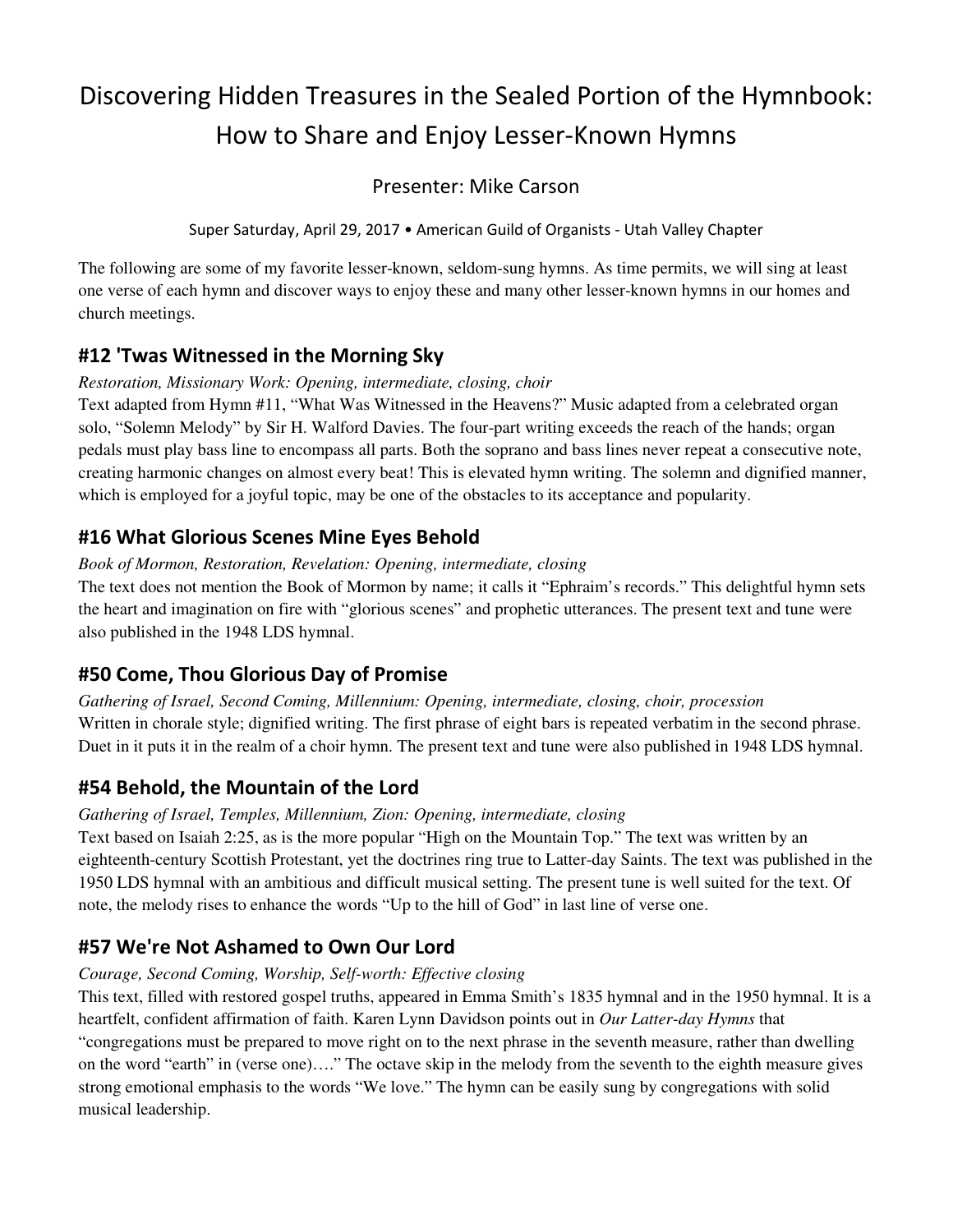# Discovering Hidden Treasures in the Sealed Portion of the Hymnbook: How to Share and Enjoy Lesser-Known Hymns

Presenter: Mike Carson

Super Saturday, April 29, 2017 • American Guild of Organists - Utah Valley Chapter

The following are some of my favorite lesser-known, seldom-sung hymns. As time permits, we will sing at least one verse of each hymn and discover ways to enjoy these and many other lesser-known hymns in our homes and church meetings.

## #12 'Twas Witnessed in the Morning Sky

*Restoration, Missionary Work: Opening, intermediate, closing, choir*

Text adapted from Hymn #11, "What Was Witnessed in the Heavens?" Music adapted from a celebrated organ solo, "Solemn Melody" by Sir H. Walford Davies. The four-part writing exceeds the reach of the hands; organ pedals must play bass line to encompass all parts. Both the soprano and bass lines never repeat a consecutive note, creating harmonic changes on almost every beat! This is elevated hymn writing. The solemn and dignified manner, which is employed for a joyful topic, may be one of the obstacles to its acceptance and popularity.

## #16 What Glorious Scenes Mine Eyes Behold

*Book of Mormon, Restoration, Revelation: Opening, intermediate, closing*

The text does not mention the Book of Mormon by name; it calls it "Ephraim's records." This delightful hymn sets the heart and imagination on fire with "glorious scenes" and prophetic utterances. The present text and tune were also published in the 1948 LDS hymnal.

## #50 Come, Thou Glorious Day of Promise

*Gathering of Israel, Second Coming, Millennium: Opening, intermediate, closing, choir, procession*

Written in chorale style; dignified writing. The first phrase of eight bars is repeated verbatim in the second phrase. Duet in it puts it in the realm of a choir hymn. The present text and tune were also published in 1948 LDS hymnal.

## #54 Behold, the Mountain of the Lord

*Gathering of Israel, Temples, Millennium, Zion: Opening, intermediate, closing*

Text based on Isaiah 2:25, as is the more popular "High on the Mountain Top." The text was written by an eighteenth-century Scottish Protestant, yet the doctrines ring true to Latter-day Saints. The text was published in the 1950 LDS hymnal with an ambitious and difficult musical setting. The present tune is well suited for the text. Of note, the melody rises to enhance the words "Up to the hill of God" in last line of verse one.

## #57 We're Not Ashamed to Own Our Lord

*Courage, Second Coming, Worship, Self-worth: Effective closing*

This text, filled with restored gospel truths, appeared in Emma Smith's 1835 hymnal and in the 1950 hymnal. It is a heartfelt, confident affirmation of faith. Karen Lynn Davidson points out in *Our Latter-day Hymns* that "congregations must be prepared to move right on to the next phrase in the seventh measure, rather than dwelling on the word "earth" in (verse one)…." The octave skip in the melody from the seventh to the eighth measure gives strong emotional emphasis to the words "We love." The hymn can be easily sung by congregations with solid musical leadership.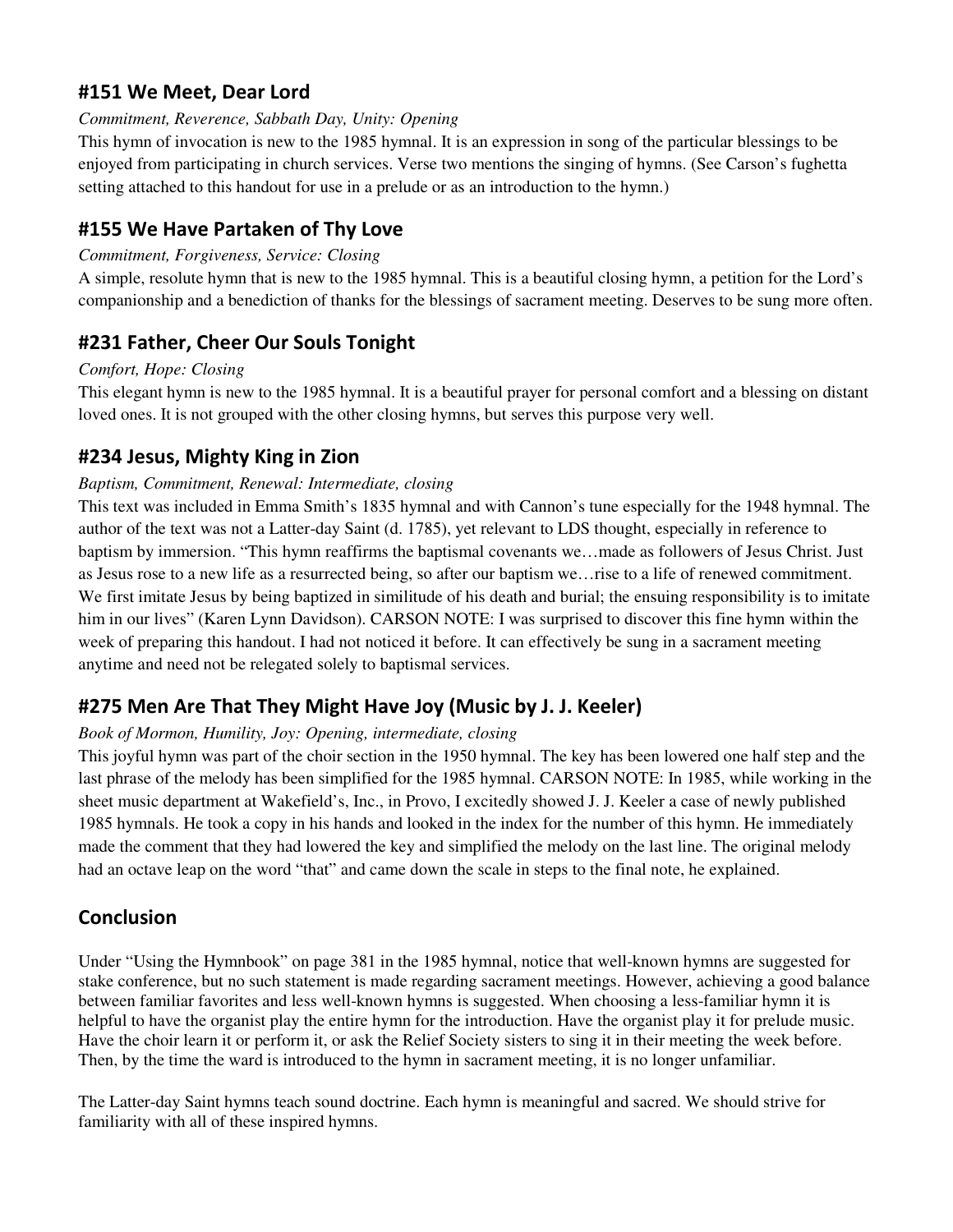## #151 We Meet, Dear Lord

*Commitment, Reverence, Sabbath Day, Unity: Opening*

This hymn of invocation is new to the 1985 hymnal. It is an expression in song of the particular blessings to be enjoyed from participating in church services. Verse two mentions the singing of hymns. (See Carson's fughetta setting attached to this handout for use in a prelude or as an introduction to the hymn.)

## #155 We Have Partaken of Thy Love

*Commitment, Forgiveness, Service: Closing*

A simple, resolute hymn that is new to the 1985 hymnal. This is a beautiful closing hymn, a petition for the Lord's companionship and a benediction of thanks for the blessings of sacrament meeting. Deserves to be sung more often.

## #231 Father, Cheer Our Souls Tonight

*Comfort, Hope: Closing*

This elegant hymn is new to the 1985 hymnal. It is a beautiful prayer for personal comfort and a blessing on distant loved ones. It is not grouped with the other closing hymns, but serves this purpose very well.

## #234 Jesus, Mighty King in Zion

*Baptism, Commitment, Renewal: Intermediate, closing*

This text was included in Emma Smith's 1835 hymnal and with Cannon's tune especially for the 1948 hymnal. The author of the text was not a Latter-day Saint (d. 1785), yet relevant to LDS thought, especially in reference to baptism by immersion. "This hymn reaffirms the baptismal covenants we…made as followers of Jesus Christ. Just as Jesus rose to a new life as a resurrected being, so after our baptism we…rise to a life of renewed commitment. We first imitate Jesus by being baptized in similitude of his death and burial; the ensuing responsibility is to imitate him in our lives" (Karen Lynn Davidson). CARSON NOTE: I was surprised to discover this fine hymn within the week of preparing this handout. I had not noticed it before. It can effectively be sung in a sacrament meeting anytime and need not be relegated solely to baptismal services.

## #275 Men Are That They Might Have Joy (Music by J. J. Keeler)

*Book of Mormon, Humility, Joy: Opening, intermediate, closing*

This joyful hymn was part of the choir section in the 1950 hymnal. The key has been lowered one half step and the last phrase of the melody has been simplified for the 1985 hymnal. CARSON NOTE: In 1985, while working in the sheet music department at Wakefield's, Inc., in Provo, I excitedly showed J. J. Keeler a case of newly published 1985 hymnals. He took a copy in his hands and looked in the index for the number of this hymn. He immediately made the comment that they had lowered the key and simplified the melody on the last line. The original melody had an octave leap on the word "that" and came down the scale in steps to the final note, he explained.

## Conclusion

Under "Using the Hymnbook" on page 381 in the 1985 hymnal, notice that well-known hymns are suggested for stake conference, but no such statement is made regarding sacrament meetings. However, achieving a good balance between familiar favorites and less well-known hymns is suggested. When choosing a less-familiar hymn it is helpful to have the organist play the entire hymn for the introduction. Have the organist play it for prelude music. Have the choir learn it or perform it, or ask the Relief Society sisters to sing it in their meeting the week before. Then, by the time the ward is introduced to the hymn in sacrament meeting, it is no longer unfamiliar.

The Latter-day Saint hymns teach sound doctrine. Each hymn is meaningful and sacred. We should strive for familiarity with all of these inspired hymns.